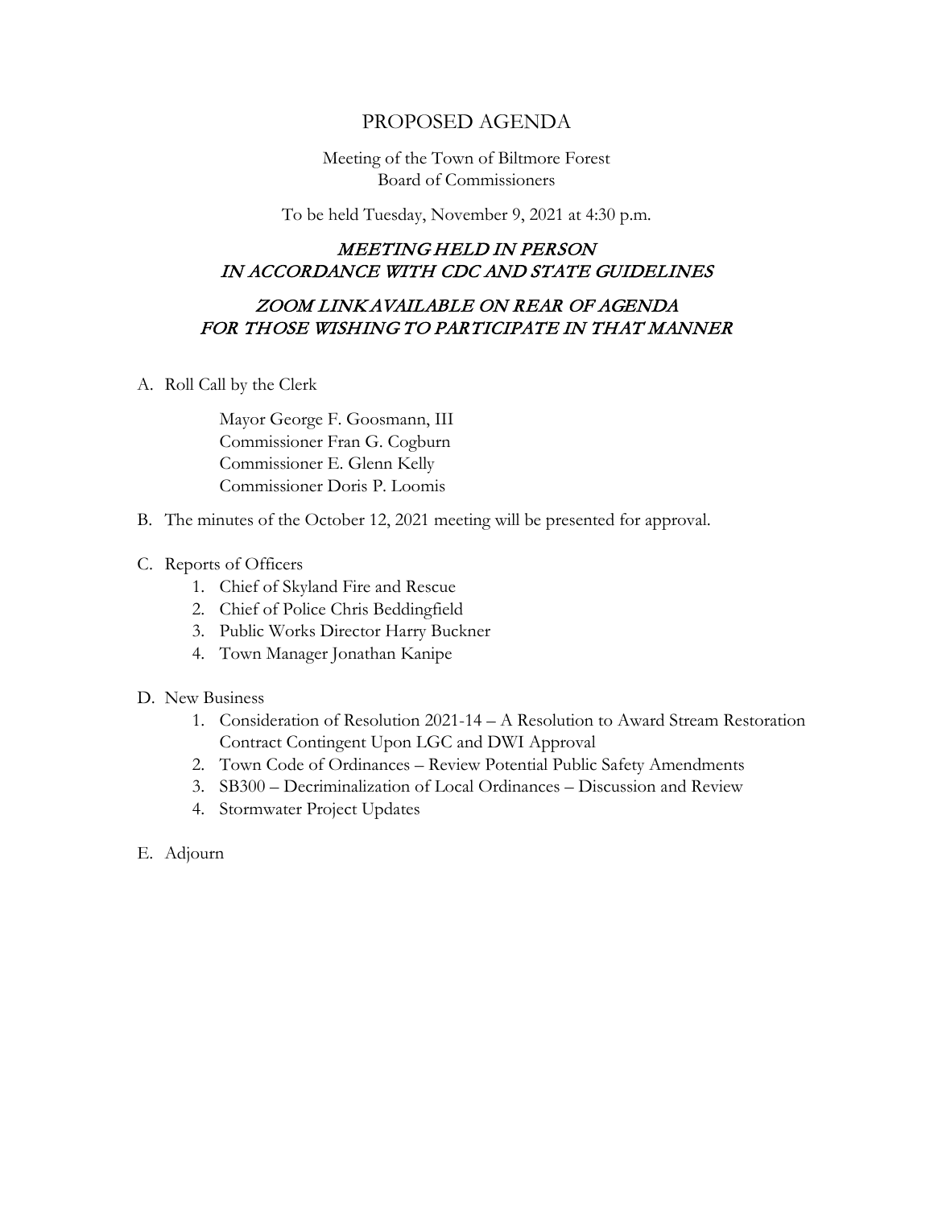# PROPOSED AGENDA

Meeting of the Town of Biltmore Forest
Board of Commissioners

To be held Tuesday, November 9, 2021 at 4:30 p.m.

***MEETING HELD IN PERSON***
***IN ACCORDANCE WITH CDC AND STATE GUIDELINES***

***ZOOM LINK AVAILABLE ON REAR OF AGENDA***
***FOR THOSE WISHING TO PARTICIPATE IN THAT MANNER***

A. Roll Call by the Clerk

   Mayor George F. Goosmann, III
   Commissioner Fran G. Cogburn
   Commissioner E. Glenn Kelly
   Commissioner Doris P. Loomis

B. The minutes of the October 12, 2021 meeting will be presented for approval.

C. Reports of Officers
   1. Chief of Skyland Fire and Rescue
   2. Chief of Police Chris Beddingfield
   3. Public Works Director Harry Buckner
   4. Town Manager Jonathan Kanipe

D. New Business
   1. Consideration of Resolution 2021-14 – A Resolution to Award Stream Restoration Contract Contingent Upon LGC and DWI Approval
   2. Town Code of Ordinances – Review Potential Public Safety Amendments
   3. SB300 – Decriminalization of Local Ordinances – Discussion and Review
   4. Stormwater Project Updates

E. Adjourn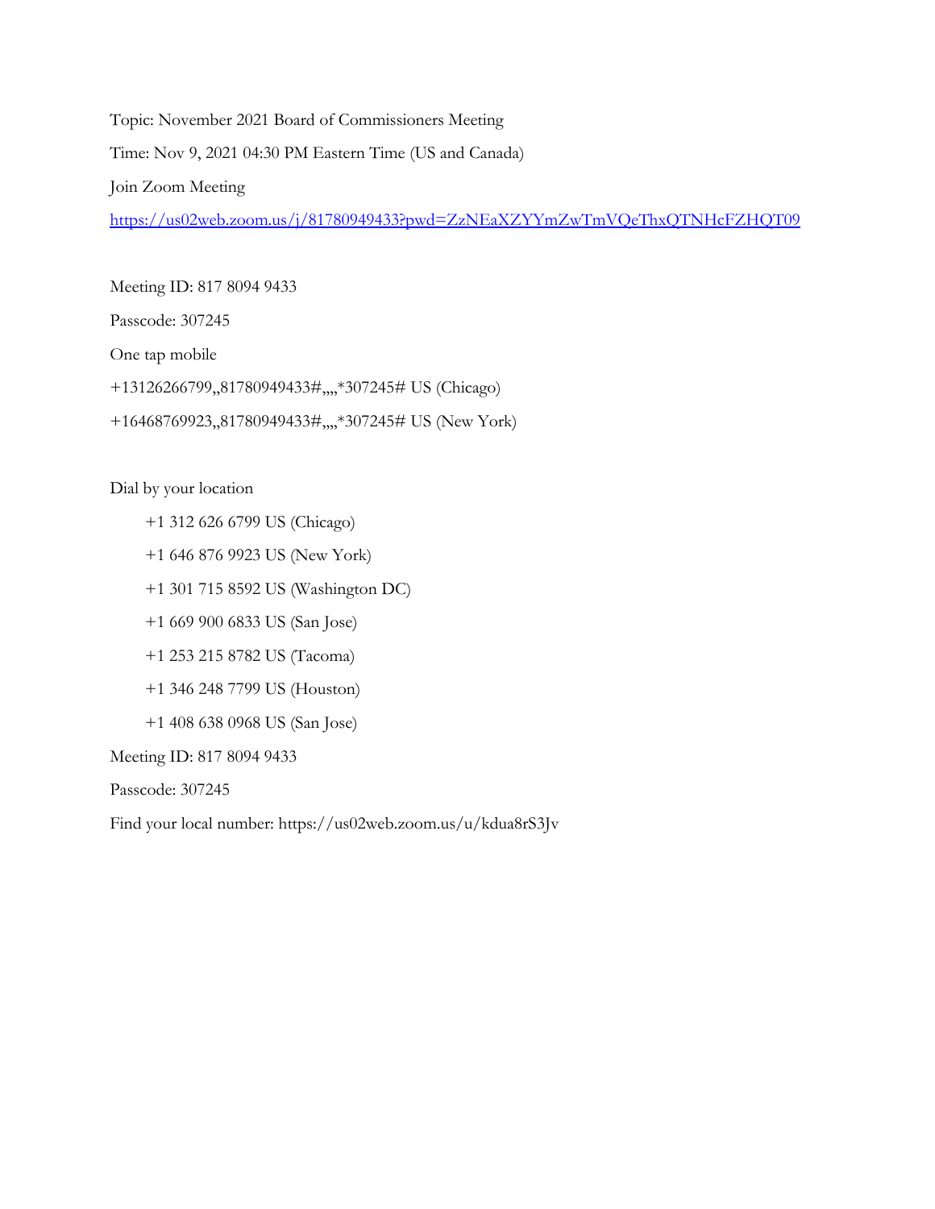Topic: November 2021 Board of Commissioners Meeting

Time: Nov 9, 2021 04:30 PM Eastern Time (US and Canada)

Join Zoom Meeting

https://us02web.zoom.us/j/81780949433?pwd=ZzNEaXZYYmZwTmVQeThxQTNHcFZHQT09

Meeting ID: 817 8094 9433

Passcode: 307245

One tap mobile

+13126266799,,81780949433#,,,,*307245# US (Chicago)

+16468769923,,81780949433#,,,,*307245# US (New York)

Dial by your location

- +1 312 626 6799 US (Chicago)
- +1 646 876 9923 US (New York)
- +1 301 715 8592 US (Washington DC)
- +1 669 900 6833 US (San Jose)
- +1 253 215 8782 US (Tacoma)
- +1 346 248 7799 US (Houston)
- +1 408 638 0968 US (San Jose)

Meeting ID: 817 8094 9433

Passcode: 307245

Find your local number: https://us02web.zoom.us/u/kdua8rS3Jv